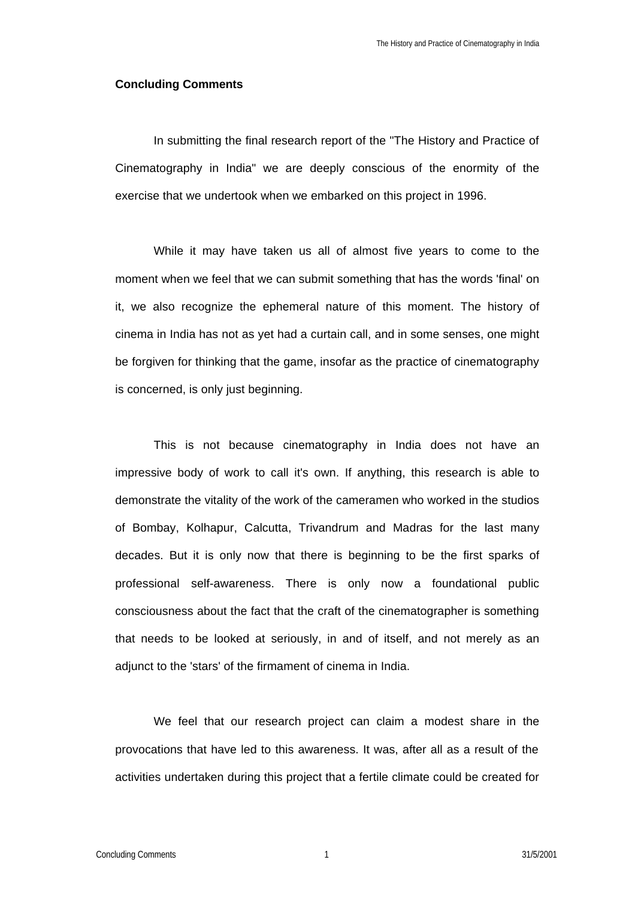**Concluding Comments**

In submitting the final research report of the "The History and Practice of Cinematography in India" we are deeply conscious of the enormity of the exercise that we undertook when we embarked on this project in 1996.

While it may have taken us all of almost five years to come to the moment when we feel that we can submit something that has the words 'final' on it, we also recognize the ephemeral nature of this moment. The history of cinema in India has not as yet had a curtain call, and in some senses, one might be forgiven for thinking that the game, insofar as the practice of cinematography is concerned, is only just beginning.

This is not because cinematography in India does not have an impressive body of work to call it's own. If anything, this research is able to demonstrate the vitality of the work of the cameramen who worked in the studios of Bombay, Kolhapur, Calcutta, Trivandrum and Madras for the last many decades. But it is only now that there is beginning to be the first sparks of professional self-awareness. There is only now a foundational public consciousness about the fact that the craft of the cinematographer is something that needs to be looked at seriously, in and of itself, and not merely as an adjunct to the 'stars' of the firmament of cinema in India.

We feel that our research project can claim a modest share in the provocations that have led to this awareness. It was, after all as a result of the activities undertaken during this project that a fertile climate could be created for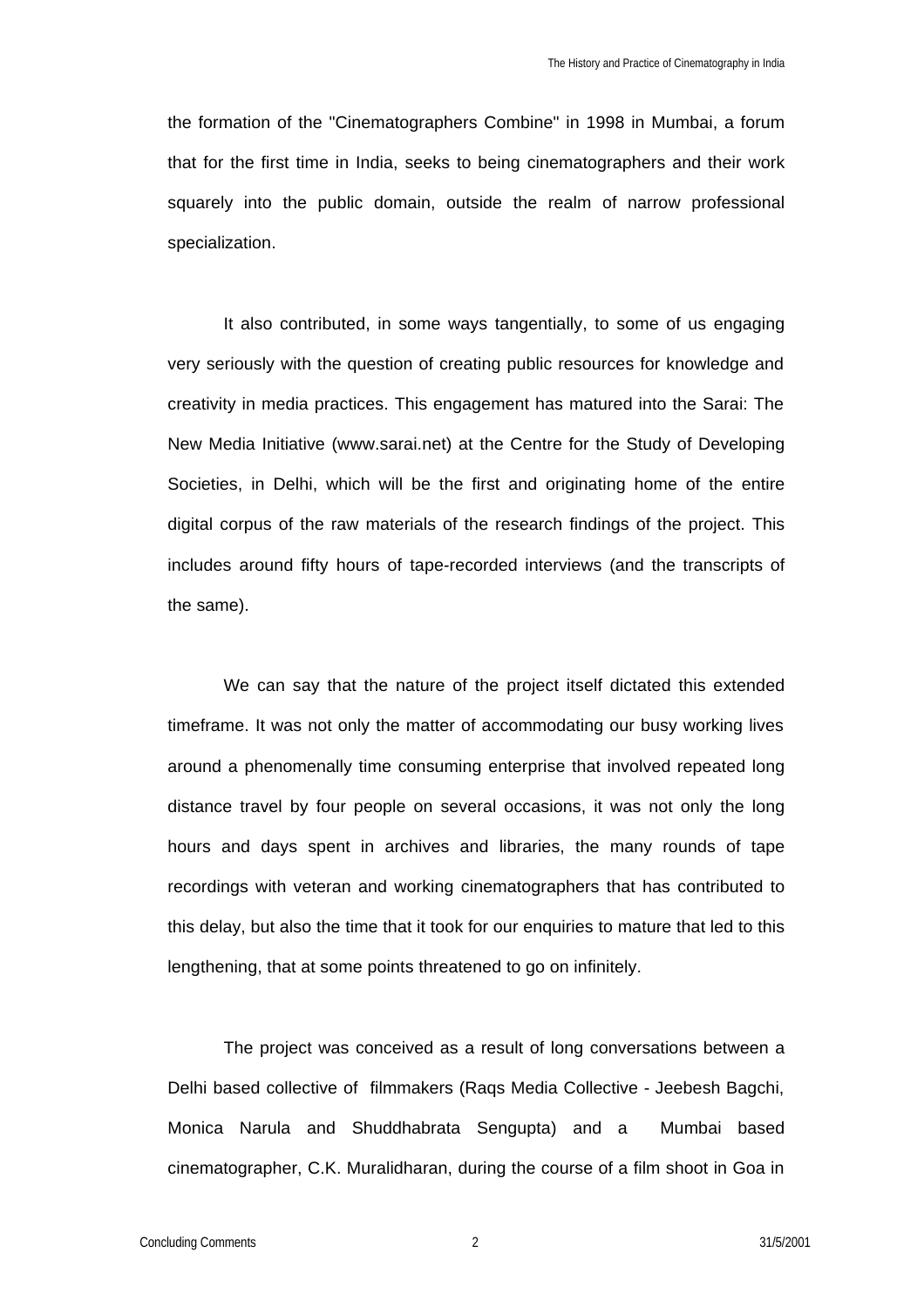the formation of the "Cinematographers Combine" in 1998 in Mumbai, a forum that for the first time in India, seeks to being cinematographers and their work squarely into the public domain, outside the realm of narrow professional specialization.

It also contributed, in some ways tangentially, to some of us engaging very seriously with the question of creating public resources for knowledge and creativity in media practices. This engagement has matured into the Sarai: The New Media Initiative (www.sarai.net) at the Centre for the Study of Developing Societies, in Delhi, which will be the first and originating home of the entire digital corpus of the raw materials of the research findings of the project. This includes around fifty hours of tape-recorded interviews (and the transcripts of the same).

We can say that the nature of the project itself dictated this extended timeframe. It was not only the matter of accommodating our busy working lives around a phenomenally time consuming enterprise that involved repeated long distance travel by four people on several occasions, it was not only the long hours and days spent in archives and libraries, the many rounds of tape recordings with veteran and working cinematographers that has contributed to this delay, but also the time that it took for our enquiries to mature that led to this lengthening, that at some points threatened to go on infinitely.

The project was conceived as a result of long conversations between a Delhi based collective of filmmakers (Raqs Media Collective - Jeebesh Bagchi, Monica Narula and Shuddhabrata Sengupta) and a Mumbai based cinematographer, C.K. Muralidharan, during the course of a film shoot in Goa in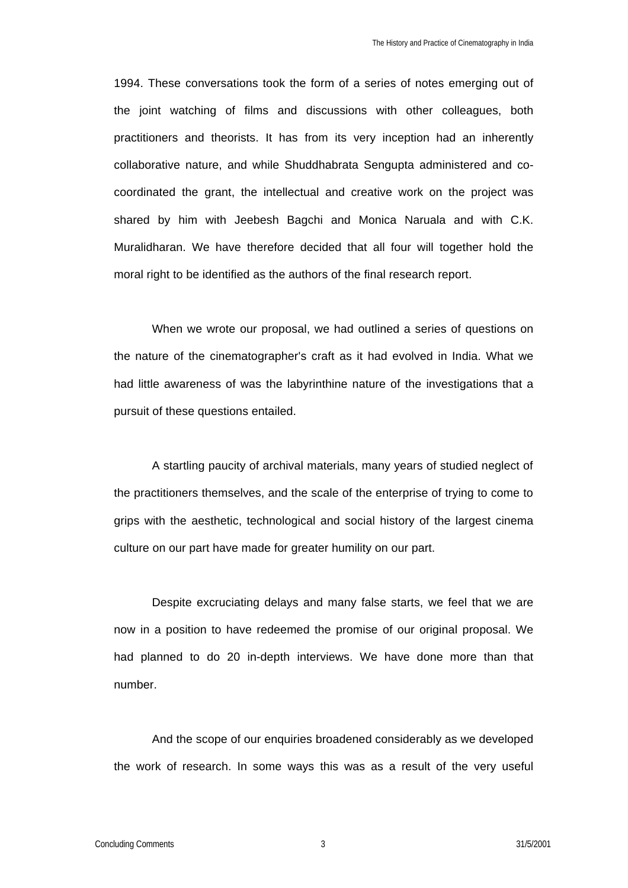1994. These conversations took the form of a series of notes emerging out of the joint watching of films and discussions with other colleagues, both practitioners and theorists. It has from its very inception had an inherently collaborative nature, and while Shuddhabrata Sengupta administered and co-coordinated the grant, the intellectual and creative work on the project was shared by him with Jeebesh Bagchi and Monica Naruala and with C.K. Muralidharan. We have therefore decided that all four will together hold the moral right to be identified as the authors of the final research report.

When we wrote our proposal, we had outlined a series of questions on the nature of the cinematographer's craft as it had evolved in India. What we had little awareness of was the labyrinthine nature of the investigations that a pursuit of these questions entailed.

A startling paucity of archival materials, many years of studied neglect of the practitioners themselves, and the scale of the enterprise of trying to come to grips with the aesthetic, technological and social history of the largest cinema culture on our part have made for greater humility on our part.

Despite excruciating delays and many false starts, we feel that we are now in a position to have redeemed the promise of our original proposal. We had planned to do 20 in-depth interviews. We have done more than that number.

And the scope of our enquiries broadened considerably as we developed the work of research. In some ways this was as a result of the very useful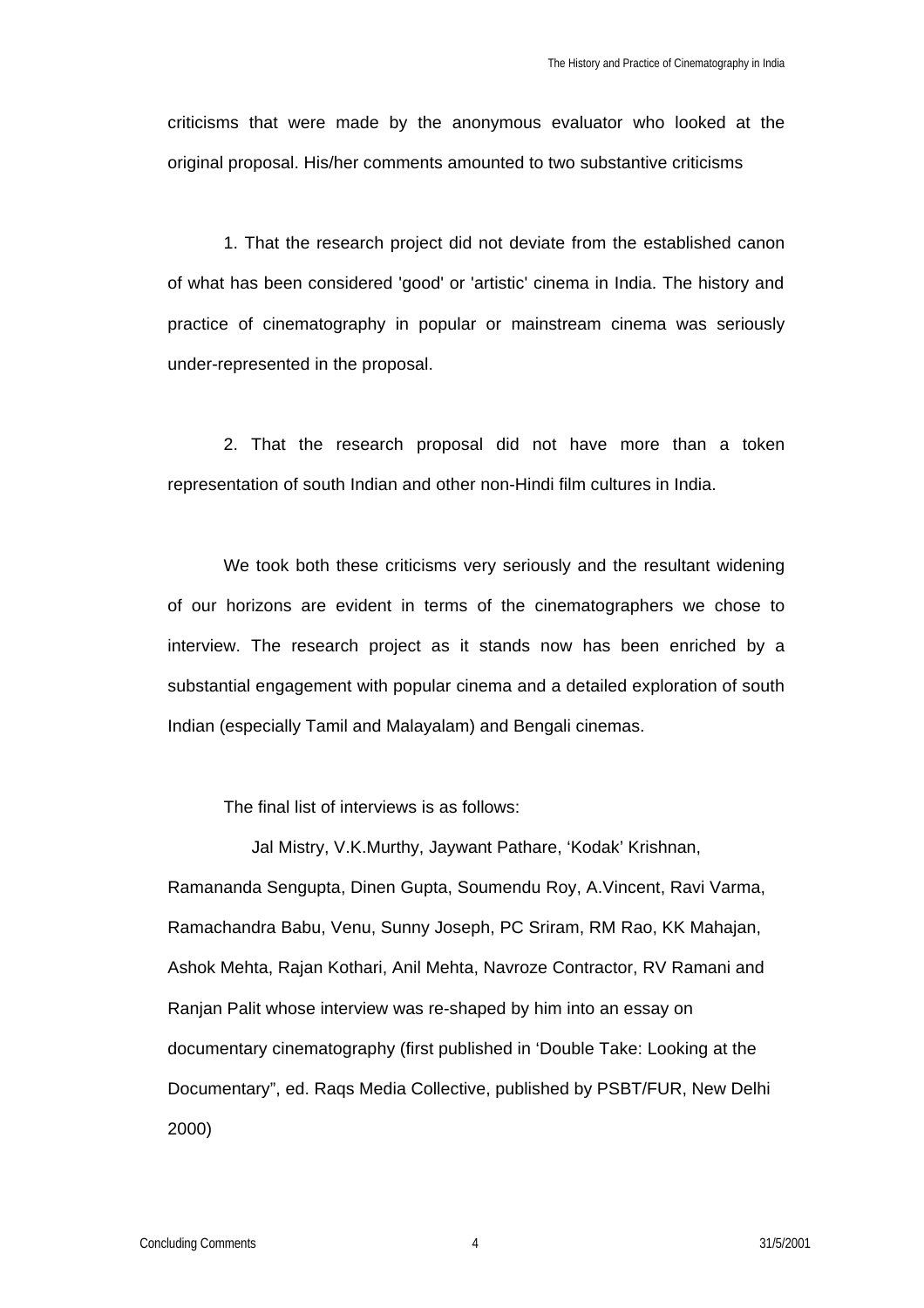criticisms that were made by the anonymous evaluator who looked at the original proposal. His/her comments amounted to two substantive criticisms

1. That the research project did not deviate from the established canon of what has been considered 'good' or 'artistic' cinema in India. The history and practice of cinematography in popular or mainstream cinema was seriously under-represented in the proposal.

2. That the research proposal did not have more than a token representation of south Indian and other non-Hindi film cultures in India.

We took both these criticisms very seriously and the resultant widening of our horizons are evident in terms of the cinematographers we chose to interview. The research project as it stands now has been enriched by a substantial engagement with popular cinema and a detailed exploration of south Indian (especially Tamil and Malayalam) and Bengali cinemas.

The final list of interviews is as follows:

Jal Mistry, V.K.Murthy, Jaywant Pathare, 'Kodak' Krishnan, Ramananda Sengupta, Dinen Gupta, Soumendu Roy, A.Vincent, Ravi Varma, Ramachandra Babu, Venu, Sunny Joseph, PC Sriram, RM Rao, KK Mahajan, Ashok Mehta, Rajan Kothari, Anil Mehta, Navroze Contractor, RV Ramani and Ranjan Palit whose interview was re-shaped by him into an essay on documentary cinematography (first published in 'Double Take: Looking at the Documentary", ed. Raqs Media Collective, published by PSBT/FUR, New Delhi 2000)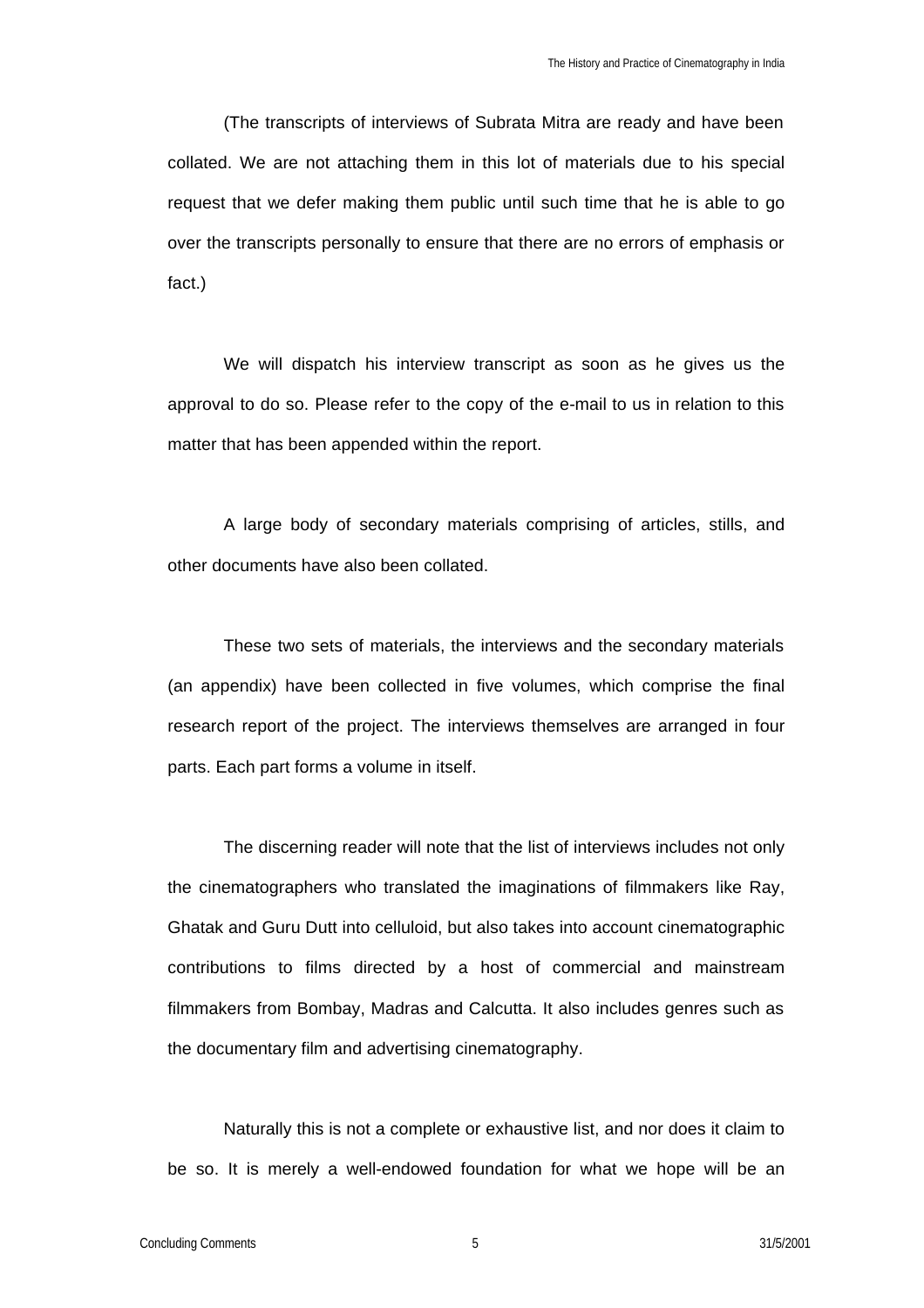(The transcripts of interviews of Subrata Mitra are ready and have been collated. We are not attaching them in this lot of materials due to his special request that we defer making them public until such time that he is able to go over the transcripts personally to ensure that there are no errors of emphasis or fact.)

We will dispatch his interview transcript as soon as he gives us the approval to do so. Please refer to the copy of the e-mail to us in relation to this matter that has been appended within the report.

A large body of secondary materials comprising of articles, stills, and other documents have also been collated.

These two sets of materials, the interviews and the secondary materials (an appendix) have been collected in five volumes, which comprise the final research report of the project. The interviews themselves are arranged in four parts. Each part forms a volume in itself.

The discerning reader will note that the list of interviews includes not only the cinematographers who translated the imaginations of filmmakers like Ray, Ghatak and Guru Dutt into celluloid, but also takes into account cinematographic contributions to films directed by a host of commercial and mainstream filmmakers from Bombay, Madras and Calcutta. It also includes genres such as the documentary film and advertising cinematography.

Naturally this is not a complete or exhaustive list, and nor does it claim to be so. It is merely a well-endowed foundation for what we hope will be an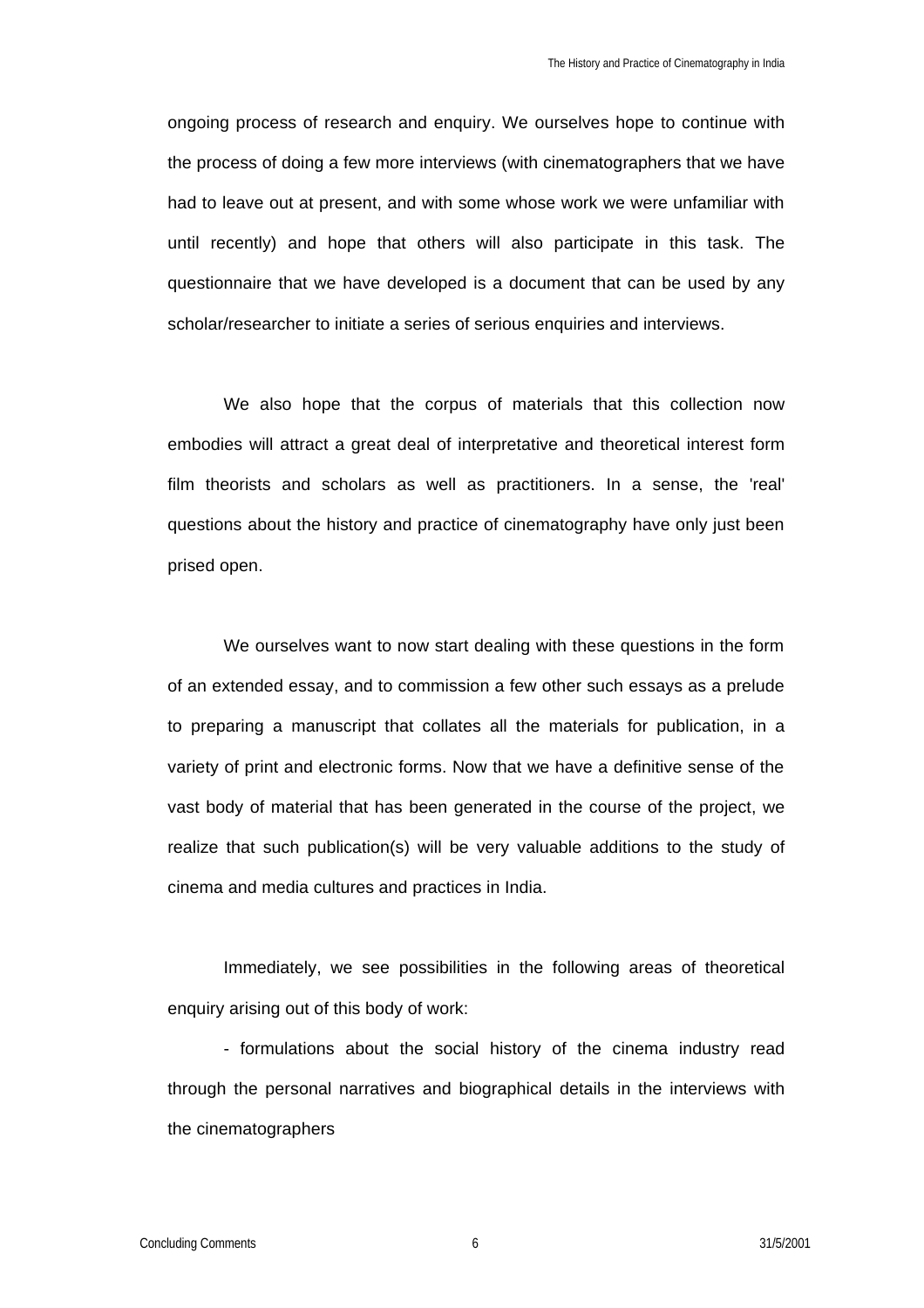ongoing process of research and enquiry. We ourselves hope to continue with the process of doing a few more interviews (with cinematographers that we have had to leave out at present, and with some whose work we were unfamiliar with until recently) and hope that others will also participate in this task. The questionnaire that we have developed is a document that can be used by any scholar/researcher to initiate a series of serious enquiries and interviews.

We also hope that the corpus of materials that this collection now embodies will attract a great deal of interpretative and theoretical interest form film theorists and scholars as well as practitioners. In a sense, the 'real' questions about the history and practice of cinematography have only just been prised open.

We ourselves want to now start dealing with these questions in the form of an extended essay, and to commission a few other such essays as a prelude to preparing a manuscript that collates all the materials for publication, in a variety of print and electronic forms. Now that we have a definitive sense of the vast body of material that has been generated in the course of the project, we realize that such publication(s) will be very valuable additions to the study of cinema and media cultures and practices in India.

Immediately, we see possibilities in the following areas of theoretical enquiry arising out of this body of work:

- formulations about the social history of the cinema industry read through the personal narratives and biographical details in the interviews with the cinematographers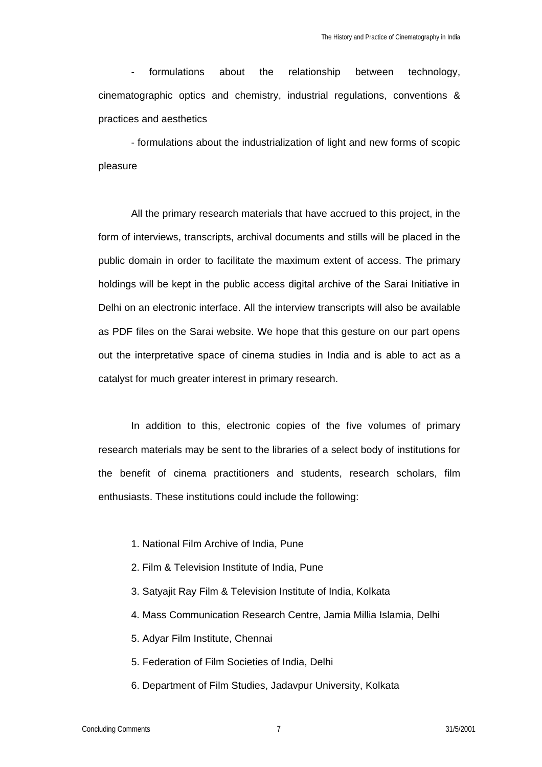- formulations about the relationship between technology, cinematographic optics and chemistry, industrial regulations, conventions & practices and aesthetics

- formulations about the industrialization of light and new forms of scopic pleasure

All the primary research materials that have accrued to this project, in the form of interviews, transcripts, archival documents and stills will be placed in the public domain in order to facilitate the maximum extent of access. The primary holdings will be kept in the public access digital archive of the Sarai Initiative in Delhi on an electronic interface. All the interview transcripts will also be available as PDF files on the Sarai website. We hope that this gesture on our part opens out the interpretative space of cinema studies in India and is able to act as a catalyst for much greater interest in primary research.

In addition to this, electronic copies of the five volumes of primary research materials may be sent to the libraries of a select body of institutions for the benefit of cinema practitioners and students, research scholars, film enthusiasts. These institutions could include the following:

1. National Film Archive of India, Pune
2. Film & Television Institute of India, Pune
3. Satyajit Ray Film & Television Institute of India, Kolkata
4. Mass Communication Research Centre, Jamia Millia Islamia, Delhi
5. Adyar Film Institute, Chennai
5. Federation of Film Societies of India, Delhi
6. Department of Film Studies, Jadavpur University, Kolkata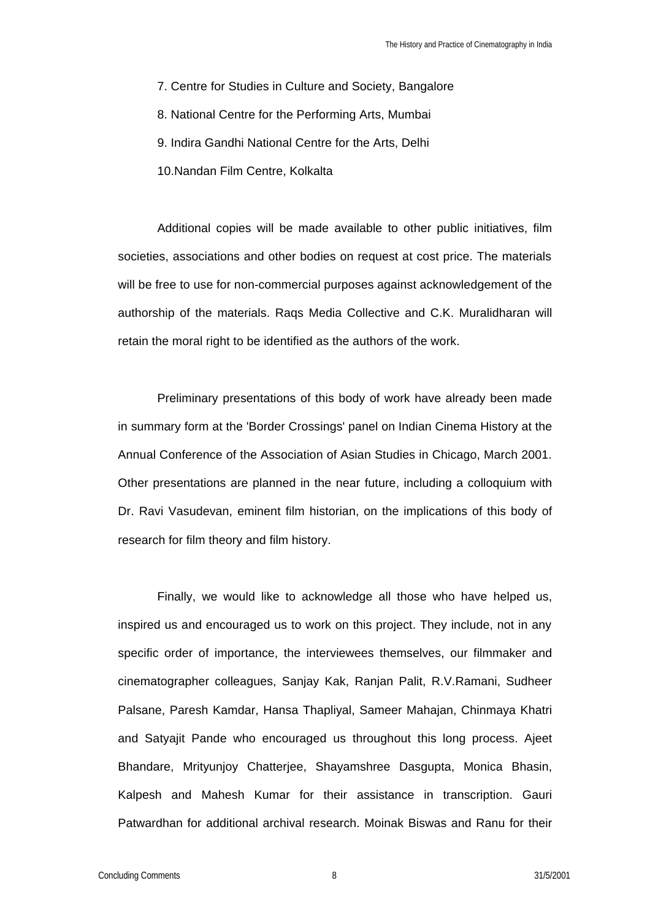7. Centre for Studies in Culture and Society, Bangalore
8. National Centre for the Performing Arts, Mumbai
9. Indira Gandhi National Centre for the Arts, Delhi
10. Nandan Film Centre, Kolkalta

Additional copies will be made available to other public initiatives, film societies, associations and other bodies on request at cost price. The materials will be free to use for non-commercial purposes against acknowledgement of the authorship of the materials. Raqs Media Collective and C.K. Muralidharan will retain the moral right to be identified as the authors of the work.

Preliminary presentations of this body of work have already been made in summary form at the 'Border Crossings' panel on Indian Cinema History at the Annual Conference of the Association of Asian Studies in Chicago, March 2001. Other presentations are planned in the near future, including a colloquium with Dr. Ravi Vasudevan, eminent film historian, on the implications of this body of research for film theory and film history.

Finally, we would like to acknowledge all those who have helped us, inspired us and encouraged us to work on this project. They include, not in any specific order of importance, the interviewees themselves, our filmmaker and cinematographer colleagues, Sanjay Kak, Ranjan Palit, R.V.Ramani, Sudheer Palsane, Paresh Kamdar, Hansa Thapliyal, Sameer Mahajan, Chinmaya Khatri and Satyajit Pande who encouraged us throughout this long process. Ajeet Bhandare, Mrityunjoy Chatterjee, Shayamshree Dasgupta, Monica Bhasin, Kalpesh and Mahesh Kumar for their assistance in transcription. Gauri Patwardhan for additional archival research. Moinak Biswas and Ranu for their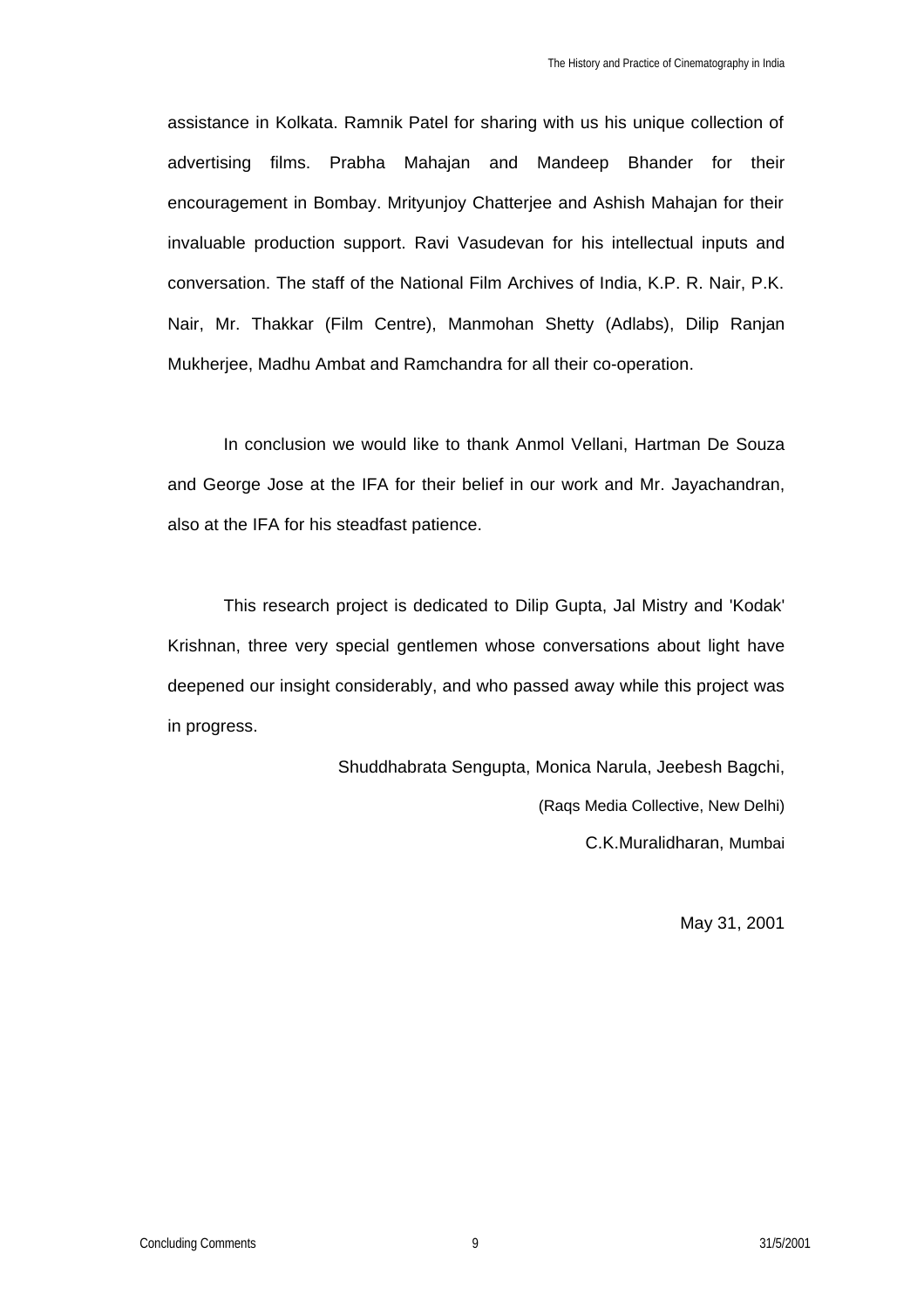assistance in Kolkata. Ramnik Patel for sharing with us his unique collection of advertising films. Prabha Mahajan and Mandeep Bhander for their encouragement in Bombay. Mrityunjoy Chatterjee and Ashish Mahajan for their invaluable production support. Ravi Vasudevan for his intellectual inputs and conversation. The staff of the National Film Archives of India, K.P. R. Nair, P.K. Nair, Mr. Thakkar (Film Centre), Manmohan Shetty (Adlabs), Dilip Ranjan Mukherjee, Madhu Ambat and Ramchandra for all their co-operation.

In conclusion we would like to thank Anmol Vellani, Hartman De Souza and George Jose at the IFA for their belief in our work and Mr. Jayachandran, also at the IFA for his steadfast patience.

This research project is dedicated to Dilip Gupta, Jal Mistry and 'Kodak' Krishnan, three very special gentlemen whose conversations about light have deepened our insight considerably, and who passed away while this project was in progress.

Shuddhabrata Sengupta, Monica Narula, Jeebesh Bagchi,

(Raqs Media Collective, New Delhi)

C.K.Muralidharan, Mumbai

May 31, 2001